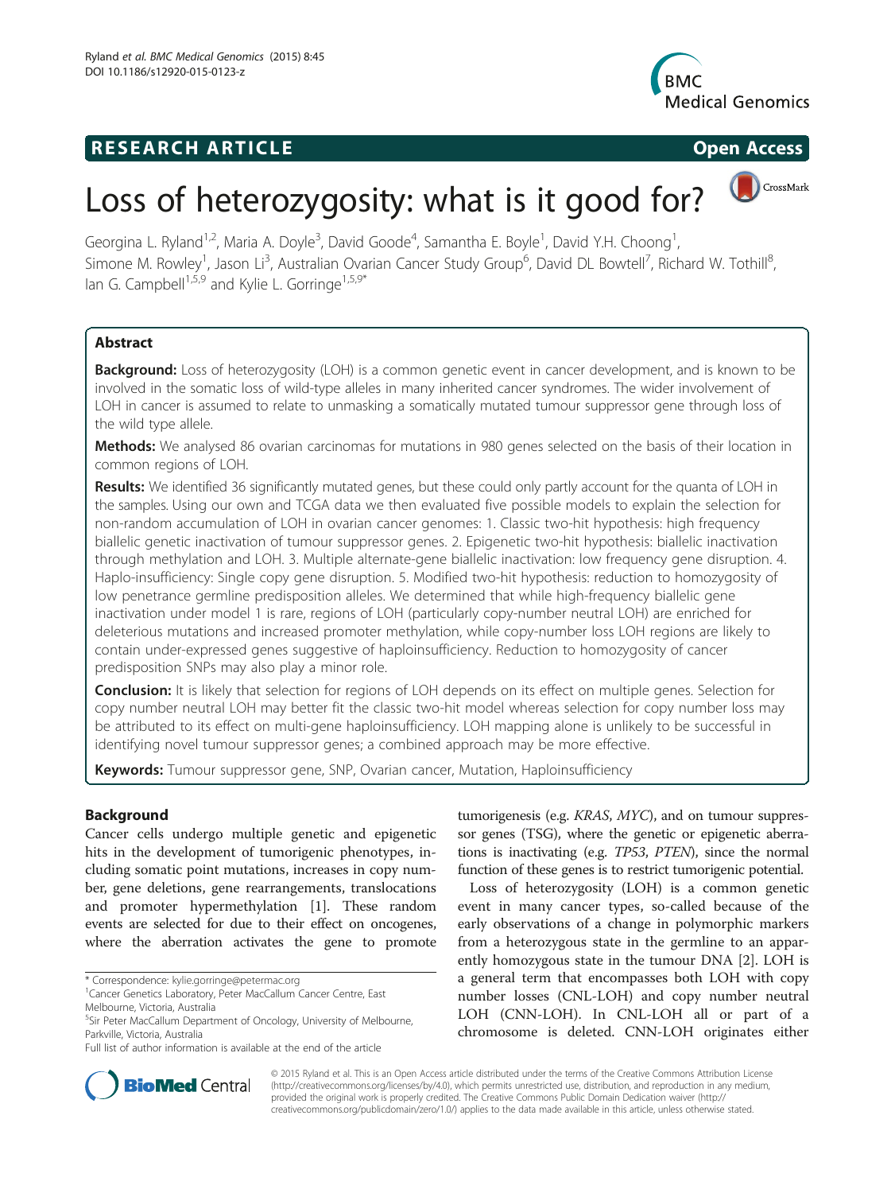**RESEARCH ARTICLE** **Open Access**

# Loss of heterozygosity: what is it good for?

Georgina L. Ryland[1,2], Maria A. Doyle[3], David Goode[4], Samantha E. Boyle[1], David Y.H. Choong[1], Simone M. Rowley[1], Jason Li[3], Australian Ovarian Cancer Study Group[6], David DL Bowtell[7], Richard W. Tothill[8], Ian G. Campbell[1,5,9] and Kylie L. Gorringe[1,5,9*]

## Abstract

**Background:** Loss of heterozygosity (LOH) is a common genetic event in cancer development, and is known to be involved in the somatic loss of wild-type alleles in many inherited cancer syndromes. The wider involvement of LOH in cancer is assumed to relate to unmasking a somatically mutated tumour suppressor gene through loss of the wild type allele.

**Methods:** We analysed 86 ovarian carcinomas for mutations in 980 genes selected on the basis of their location in common regions of LOH.

**Results:** We identified 36 significantly mutated genes, but these could only partly account for the quanta of LOH in the samples. Using our own and TCGA data we then evaluated five possible models to explain the selection for non-random accumulation of LOH in ovarian cancer genomes: 1. Classic two-hit hypothesis: high frequency biallelic genetic inactivation of tumour suppressor genes. 2. Epigenetic two-hit hypothesis: biallelic inactivation through methylation and LOH. 3. Multiple alternate-gene biallelic inactivation: low frequency gene disruption. 4. Haplo-insufficiency: Single copy gene disruption. 5. Modified two-hit hypothesis: reduction to homozygosity of low penetrance germline predisposition alleles. We determined that while high-frequency biallelic gene inactivation under model 1 is rare, regions of LOH (particularly copy-number neutral LOH) are enriched for deleterious mutations and increased promoter methylation, while copy-number loss LOH regions are likely to contain under-expressed genes suggestive of haploinsufficiency. Reduction to homozygosity of cancer predisposition SNPs may also play a minor role.

**Conclusion:** It is likely that selection for regions of LOH depends on its effect on multiple genes. Selection for copy number neutral LOH may better fit the classic two-hit model whereas selection for copy number loss may be attributed to its effect on multi-gene haploinsufficiency. LOH mapping alone is unlikely to be successful in identifying novel tumour suppressor genes; a combined approach may be more effective.

**Keywords:** Tumour suppressor gene, SNP, Ovarian cancer, Mutation, Haploinsufficiency

## Background

Cancer cells undergo multiple genetic and epigenetic hits in the development of tumorigenic phenotypes, including somatic point mutations, increases in copy number, gene deletions, gene rearrangements, translocations and promoter hypermethylation [1]. These random events are selected for due to their effect on oncogenes, where the aberration activates the gene to promote tumorigenesis (e.g. *KRAS*, *MYC*), and on tumour suppressor genes (TSG), where the genetic or epigenetic aberrations is inactivating (e.g. *TP53*, *PTEN*), since the normal function of these genes is to restrict tumorigenic potential.

Loss of heterozygosity (LOH) is a common genetic event in many cancer types, so-called because of the early observations of a change in polymorphic markers from a heterozygous state in the germline to an apparently homozygous state in the tumour DNA [2]. LOH is a general term that encompasses both LOH with copy number losses (CNL-LOH) and copy number neutral LOH (CNN-LOH). In CNL-LOH all or part of a chromosome is deleted. CNN-LOH originates either

\* Correspondence: kylie.gorringe@petermac.org
[1]Cancer Genetics Laboratory, Peter MacCallum Cancer Centre, East Melbourne, Victoria, Australia
[5]Sir Peter MacCallum Department of Oncology, University of Melbourne, Parkville, Victoria, Australia
Full list of author information is available at the end of the article

© 2015 Ryland et al. This is an Open Access article distributed under the terms of the Creative Commons Attribution License (http://creativecommons.org/licenses/by/4.0), which permits unrestricted use, distribution, and reproduction in any medium, provided the original work is properly credited. The Creative Commons Public Domain Dedication waiver (http://creativecommons.org/publicdomain/zero/1.0/) applies to the data made available in this article, unless otherwise stated.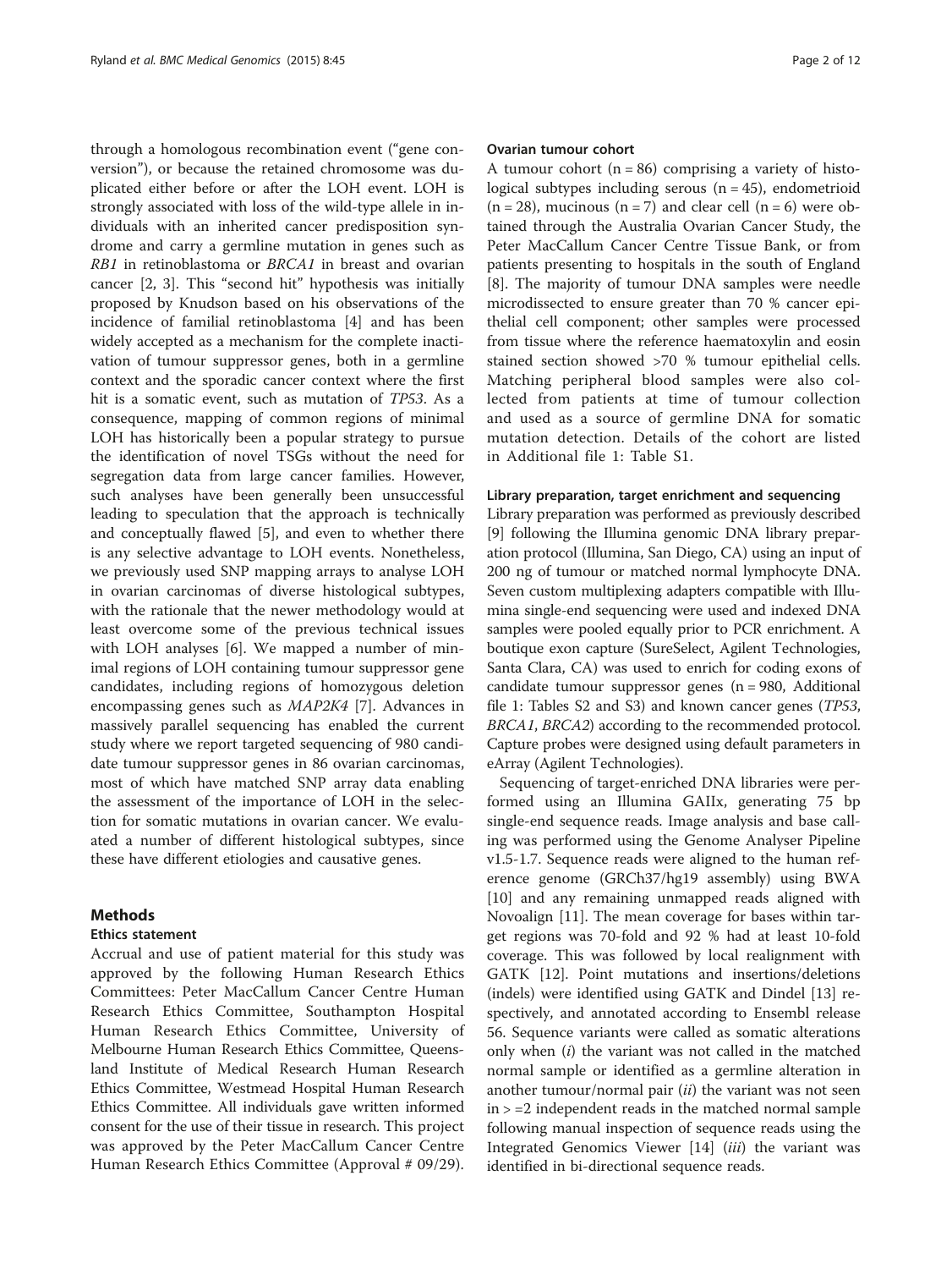through a homologous recombination event ("gene conversion"), or because the retained chromosome was duplicated either before or after the LOH event. LOH is strongly associated with loss of the wild-type allele in individuals with an inherited cancer predisposition syndrome and carry a germline mutation in genes such as *RB1* in retinoblastoma or *BRCA1* in breast and ovarian cancer [2, 3]. This "second hit" hypothesis was initially proposed by Knudson based on his observations of the incidence of familial retinoblastoma [4] and has been widely accepted as a mechanism for the complete inactivation of tumour suppressor genes, both in a germline context and the sporadic cancer context where the first hit is a somatic event, such as mutation of *TP53*. As a consequence, mapping of common regions of minimal LOH has historically been a popular strategy to pursue the identification of novel TSGs without the need for segregation data from large cancer families. However, such analyses have been generally been unsuccessful leading to speculation that the approach is technically and conceptually flawed [5], and even to whether there is any selective advantage to LOH events. Nonetheless, we previously used SNP mapping arrays to analyse LOH in ovarian carcinomas of diverse histological subtypes, with the rationale that the newer methodology would at least overcome some of the previous technical issues with LOH analyses [6]. We mapped a number of minimal regions of LOH containing tumour suppressor gene candidates, including regions of homozygous deletion encompassing genes such as *MAP2K4* [7]. Advances in massively parallel sequencing has enabled the current study where we report targeted sequencing of 980 candidate tumour suppressor genes in 86 ovarian carcinomas, most of which have matched SNP array data enabling the assessment of the importance of LOH in the selection for somatic mutations in ovarian cancer. We evaluated a number of different histological subtypes, since these have different etiologies and causative genes.

## Methods

### Ethics statement

Accrual and use of patient material for this study was approved by the following Human Research Ethics Committees: Peter MacCallum Cancer Centre Human Research Ethics Committee, Southampton Hospital Human Research Ethics Committee, University of Melbourne Human Research Ethics Committee, Queensland Institute of Medical Research Human Research Ethics Committee, Westmead Hospital Human Research Ethics Committee. All individuals gave written informed consent for the use of their tissue in research. This project was approved by the Peter MacCallum Cancer Centre Human Research Ethics Committee (Approval # 09/29).

### Ovarian tumour cohort

A tumour cohort (n = 86) comprising a variety of histological subtypes including serous (n = 45), endometrioid (n = 28), mucinous (n = 7) and clear cell (n = 6) were obtained through the Australia Ovarian Cancer Study, the Peter MacCallum Cancer Centre Tissue Bank, or from patients presenting to hospitals in the south of England [8]. The majority of tumour DNA samples were needle microdissected to ensure greater than 70 % cancer epithelial cell component; other samples were processed from tissue where the reference haematoxylin and eosin stained section showed >70 % tumour epithelial cells. Matching peripheral blood samples were also collected from patients at time of tumour collection and used as a source of germline DNA for somatic mutation detection. Details of the cohort are listed in Additional file 1: Table S1.

### Library preparation, target enrichment and sequencing

Library preparation was performed as previously described [9] following the Illumina genomic DNA library preparation protocol (Illumina, San Diego, CA) using an input of 200 ng of tumour or matched normal lymphocyte DNA. Seven custom multiplexing adapters compatible with Illumina single-end sequencing were used and indexed DNA samples were pooled equally prior to PCR enrichment. A boutique exon capture (SureSelect, Agilent Technologies, Santa Clara, CA) was used to enrich for coding exons of candidate tumour suppressor genes (n = 980, Additional file 1: Tables S2 and S3) and known cancer genes (*TP53*, *BRCA1*, *BRCA2*) according to the recommended protocol. Capture probes were designed using default parameters in eArray (Agilent Technologies).

Sequencing of target-enriched DNA libraries were performed using an Illumina GAIIx, generating 75 bp single-end sequence reads. Image analysis and base calling was performed using the Genome Analyser Pipeline v1.5-1.7. Sequence reads were aligned to the human reference genome (GRCh37/hg19 assembly) using BWA [10] and any remaining unmapped reads aligned with Novoalign [11]. The mean coverage for bases within target regions was 70-fold and 92 % had at least 10-fold coverage. This was followed by local realignment with GATK [12]. Point mutations and insertions/deletions (indels) were identified using GATK and Dindel [13] respectively, and annotated according to Ensembl release 56. Sequence variants were called as somatic alterations only when (*i*) the variant was not called in the matched normal sample or identified as a germline alteration in another tumour/normal pair (*ii*) the variant was not seen in > =2 independent reads in the matched normal sample following manual inspection of sequence reads using the Integrated Genomics Viewer [14] (*iii*) the variant was identified in bi-directional sequence reads.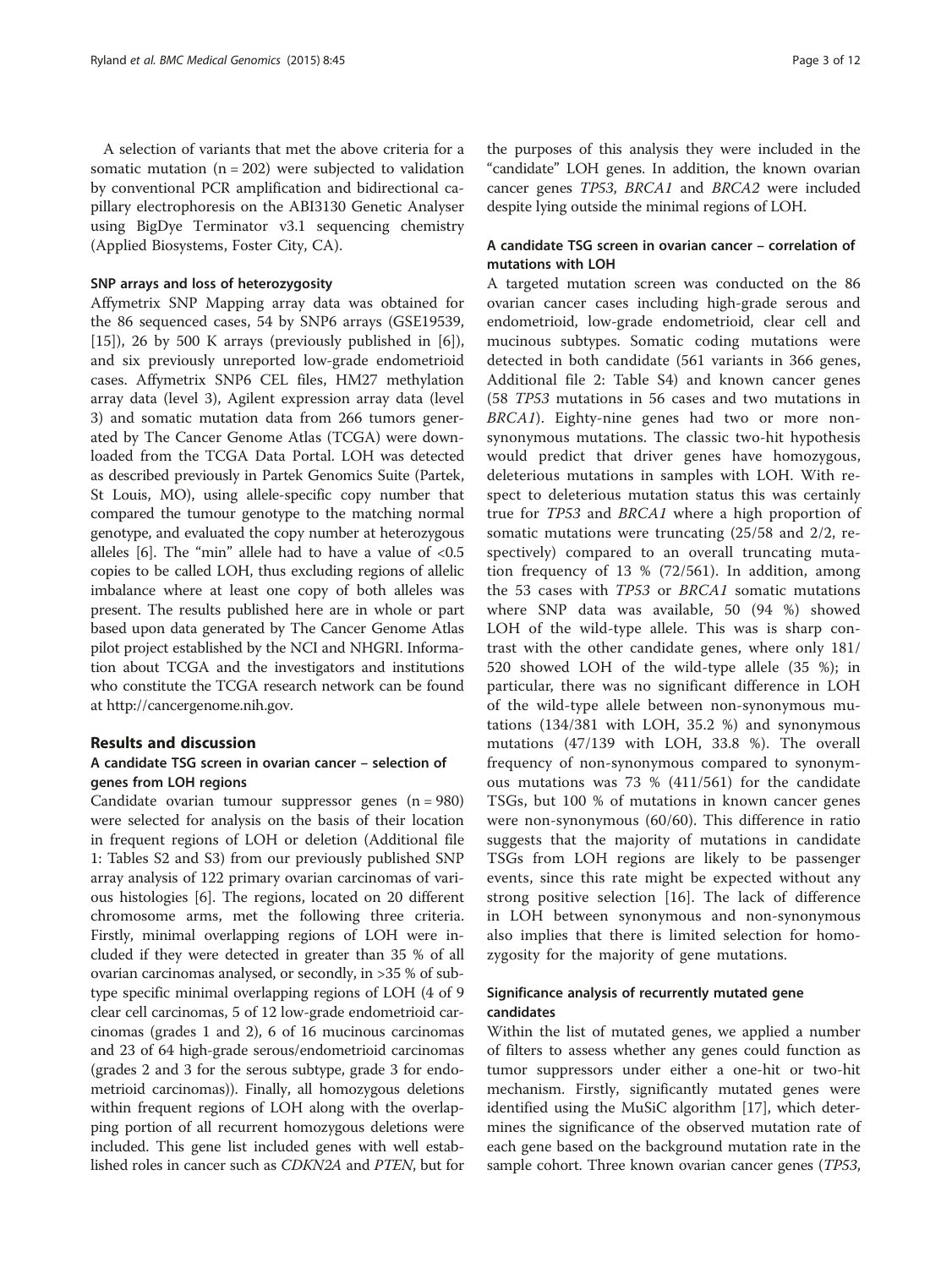A selection of variants that met the above criteria for a somatic mutation (n = 202) were subjected to validation by conventional PCR amplification and bidirectional capillary electrophoresis on the ABI3130 Genetic Analyser using BigDye Terminator v3.1 sequencing chemistry (Applied Biosystems, Foster City, CA).

#### SNP arrays and loss of heterozygosity

Affymetrix SNP Mapping array data was obtained for the 86 sequenced cases, 54 by SNP6 arrays (GSE19539, [15]), 26 by 500 K arrays (previously published in [6]), and six previously unreported low-grade endometrioid cases. Affymetrix SNP6 CEL files, HM27 methylation array data (level 3), Agilent expression array data (level 3) and somatic mutation data from 266 tumors generated by The Cancer Genome Atlas (TCGA) were downloaded from the TCGA Data Portal. LOH was detected as described previously in Partek Genomics Suite (Partek, St Louis, MO), using allele-specific copy number that compared the tumour genotype to the matching normal genotype, and evaluated the copy number at heterozygous alleles [6]. The "min" allele had to have a value of <0.5 copies to be called LOH, thus excluding regions of allelic imbalance where at least one copy of both alleles was present. The results published here are in whole or part based upon data generated by The Cancer Genome Atlas pilot project established by the NCI and NHGRI. Information about TCGA and the investigators and institutions who constitute the TCGA research network can be found at http://cancergenome.nih.gov.

## Results and discussion

### A candidate TSG screen in ovarian cancer – selection of genes from LOH regions

Candidate ovarian tumour suppressor genes (n = 980) were selected for analysis on the basis of their location in frequent regions of LOH or deletion (Additional file 1: Tables S2 and S3) from our previously published SNP array analysis of 122 primary ovarian carcinomas of various histologies [6]. The regions, located on 20 different chromosome arms, met the following three criteria. Firstly, minimal overlapping regions of LOH were included if they were detected in greater than 35 % of all ovarian carcinomas analysed, or secondly, in >35 % of subtype specific minimal overlapping regions of LOH (4 of 9 clear cell carcinomas, 5 of 12 low-grade endometrioid carcinomas (grades 1 and 2), 6 of 16 mucinous carcinomas and 23 of 64 high-grade serous/endometrioid carcinomas (grades 2 and 3 for the serous subtype, grade 3 for endometrioid carcinomas)). Finally, all homozygous deletions within frequent regions of LOH along with the overlapping portion of all recurrent homozygous deletions were included. This gene list included genes with well established roles in cancer such as *CDKN2A* and *PTEN*, but for the purposes of this analysis they were included in the "candidate" LOH genes. In addition, the known ovarian cancer genes *TP53*, *BRCA1* and *BRCA2* were included despite lying outside the minimal regions of LOH.

### A candidate TSG screen in ovarian cancer – correlation of mutations with LOH

A targeted mutation screen was conducted on the 86 ovarian cancer cases including high-grade serous and endometrioid, low-grade endometrioid, clear cell and mucinous subtypes. Somatic coding mutations were detected in both candidate (561 variants in 366 genes, Additional file 2: Table S4) and known cancer genes (58 *TP53* mutations in 56 cases and two mutations in *BRCA1*). Eighty-nine genes had two or more nonsynonymous mutations. The classic two-hit hypothesis would predict that driver genes have homozygous, deleterious mutations in samples with LOH. With respect to deleterious mutation status this was certainly true for *TP53* and *BRCA1* where a high proportion of somatic mutations were truncating (25/58 and 2/2, respectively) compared to an overall truncating mutation frequency of 13 % (72/561). In addition, among the 53 cases with *TP53* or *BRCA1* somatic mutations where SNP data was available, 50 (94 %) showed LOH of the wild-type allele. This was is sharp contrast with the other candidate genes, where only 181/520 showed LOH of the wild-type allele (35 %); in particular, there was no significant difference in LOH of the wild-type allele between non-synonymous mutations (134/381 with LOH, 35.2 %) and synonymous mutations (47/139 with LOH, 33.8 %). The overall frequency of non-synonymous compared to synonymous mutations was 73 % (411/561) for the candidate TSGs, but 100 % of mutations in known cancer genes were non-synonymous (60/60). This difference in ratio suggests that the majority of mutations in candidate TSGs from LOH regions are likely to be passenger events, since this rate might be expected without any strong positive selection [16]. The lack of difference in LOH between synonymous and non-synonymous also implies that there is limited selection for homozygosity for the majority of gene mutations.

### Significance analysis of recurrently mutated gene candidates

Within the list of mutated genes, we applied a number of filters to assess whether any genes could function as tumor suppressors under either a one-hit or two-hit mechanism. Firstly, significantly mutated genes were identified using the MuSiC algorithm [17], which determines the significance of the observed mutation rate of each gene based on the background mutation rate in the sample cohort. Three known ovarian cancer genes (*TP53*,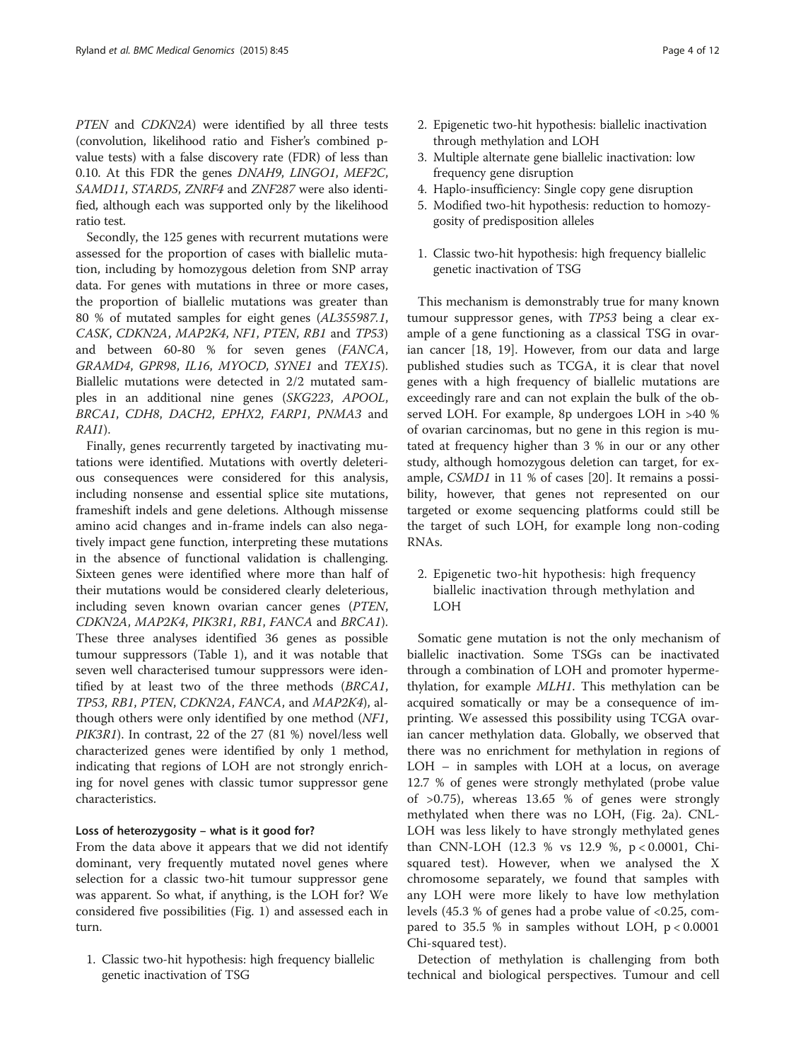*PTEN* and *CDKN2A*) were identified by all three tests (convolution, likelihood ratio and Fisher's combined p-value tests) with a false discovery rate (FDR) of less than 0.10. At this FDR the genes *DNAH9*, *LINGO1*, *MEF2C*, *SAMD11*, *STARD5*, *ZNRF4* and *ZNF287* were also identified, although each was supported only by the likelihood ratio test.

Secondly, the 125 genes with recurrent mutations were assessed for the proportion of cases with biallelic mutation, including by homozygous deletion from SNP array data. For genes with mutations in three or more cases, the proportion of biallelic mutations was greater than 80 % of mutated samples for eight genes (*AL355987.1*, *CASK*, *CDKN2A*, *MAP2K4*, *NF1*, *PTEN*, *RB1* and *TP53*) and between 60-80 % for seven genes (*FANCA*, *GRAMD4*, *GPR98*, *IL16*, *MYOCD*, *SYNE1* and *TEX15*). Biallelic mutations were detected in 2/2 mutated samples in an additional nine genes (*SKG223*, *APOOL*, *BRCA1*, *CDH8*, *DACH2*, *EPHX2*, *FARP1*, *PNMA3* and *RAI1*).

Finally, genes recurrently targeted by inactivating mutations were identified. Mutations with overtly deleterious consequences were considered for this analysis, including nonsense and essential splice site mutations, frameshift indels and gene deletions. Although missense amino acid changes and in-frame indels can also negatively impact gene function, interpreting these mutations in the absence of functional validation is challenging. Sixteen genes were identified where more than half of their mutations would be considered clearly deleterious, including seven known ovarian cancer genes (*PTEN*, *CDKN2A*, *MAP2K4*, *PIK3R1*, *RB1*, *FANCA* and *BRCA1*). These three analyses identified 36 genes as possible tumour suppressors (Table 1), and it was notable that seven well characterised tumour suppressors were identified by at least two of the three methods (*BRCA1*, *TP53*, *RB1*, *PTEN*, *CDKN2A*, *FANCA*, and *MAP2K4*), although others were only identified by one method (*NF1*, *PIK3R1*). In contrast, 22 of the 27 (81 %) novel/less well characterized genes were identified by only 1 method, indicating that regions of LOH are not strongly enriching for novel genes with classic tumor suppressor gene characteristics.

#### Loss of heterozygosity – what is it good for?

From the data above it appears that we did not identify dominant, very frequently mutated novel genes where selection for a classic two-hit tumour suppressor gene was apparent. So what, if anything, is the LOH for? We considered five possibilities (Fig. 1) and assessed each in turn.

1. Classic two-hit hypothesis: high frequency biallelic genetic inactivation of TSG
2. Epigenetic two-hit hypothesis: biallelic inactivation through methylation and LOH
3. Multiple alternate gene biallelic inactivation: low frequency gene disruption
4. Haplo-insufficiency: Single copy gene disruption
5. Modified two-hit hypothesis: reduction to homozygosity of predisposition alleles

1. Classic two-hit hypothesis: high frequency biallelic genetic inactivation of TSG

This mechanism is demonstrably true for many known tumour suppressor genes, with *TP53* being a clear example of a gene functioning as a classical TSG in ovarian cancer [18, 19]. However, from our data and large published studies such as TCGA, it is clear that novel genes with a high frequency of biallelic mutations are exceedingly rare and can not explain the bulk of the observed LOH. For example, 8p undergoes LOH in >40 % of ovarian carcinomas, but no gene in this region is mutated at frequency higher than 3 % in our or any other study, although homozygous deletion can target, for example, *CSMD1* in 11 % of cases [20]. It remains a possibility, however, that genes not represented on our targeted or exome sequencing platforms could still be the target of such LOH, for example long non-coding RNAs.

2. Epigenetic two-hit hypothesis: high frequency biallelic inactivation through methylation and LOH

Somatic gene mutation is not the only mechanism of biallelic inactivation. Some TSGs can be inactivated through a combination of LOH and promoter hypermethylation, for example *MLH1*. This methylation can be acquired somatically or may be a consequence of imprinting. We assessed this possibility using TCGA ovarian cancer methylation data. Globally, we observed that there was no enrichment for methylation in regions of LOH – in samples with LOH at a locus, on average 12.7 % of genes were strongly methylated (probe value of >0.75), whereas 13.65 % of genes were strongly methylated when there was no LOH, (Fig. 2a). CNL-LOH was less likely to have strongly methylated genes than CNN-LOH (12.3 % vs 12.9 %, $p < 0.0001$, Chi-squared test). However, when we analysed the X chromosome separately, we found that samples with any LOH were more likely to have low methylation levels (45.3 % of genes had a probe value of <0.25, compared to 35.5 % in samples without LOH, $p < 0.0001$ Chi-squared test).

Detection of methylation is challenging from both technical and biological perspectives. Tumour and cell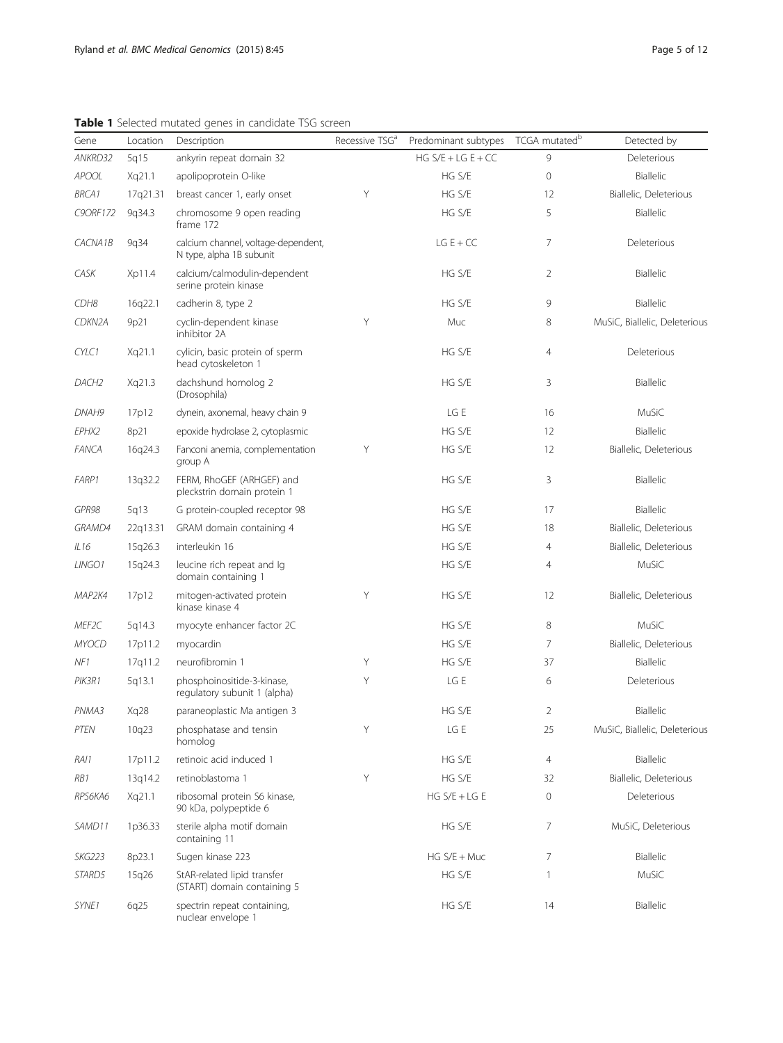**Table 1** Selected mutated genes in candidate TSG screen

| Gene | Location | Description | Recessive TSG[a] | Predominant subtypes | TCGA mutated[b] | Detected by |
|---|---|---|---|---|---|---|
| *ANKRD32* | 5q15 | ankyrin repeat domain 32 | | HG S/E + LG E + CC | 9 | Deleterious |
| *APOOL* | Xq21.1 | apolipoprotein O-like | | HG S/E | 0 | Biallelic |
| *BRCA1* | 17q21.31 | breast cancer 1, early onset | Y | HG S/E | 12 | Biallelic, Deleterious |
| *C9ORF172* | 9q34.3 | chromosome 9 open reading frame 172 | | HG S/E | 5 | Biallelic |
| *CACNA1B* | 9q34 | calcium channel, voltage-dependent, N type, alpha 1B subunit | | LG E + CC | 7 | Deleterious |
| *CASK* | Xp11.4 | calcium/calmodulin-dependent serine protein kinase | | HG S/E | 2 | Biallelic |
| *CDH8* | 16q22.1 | cadherin 8, type 2 | | HG S/E | 9 | Biallelic |
| *CDKN2A* | 9p21 | cyclin-dependent kinase inhibitor 2A | Y | Muc | 8 | MuSiC, Biallelic, Deleterious |
| *CYLC1* | Xq21.1 | cylicin, basic protein of sperm head cytoskeleton 1 | | HG S/E | 4 | Deleterious |
| *DACH2* | Xq21.3 | dachshund homolog 2 (Drosophila) | | HG S/E | 3 | Biallelic |
| *DNAH9* | 17p12 | dynein, axonemal, heavy chain 9 | | LG E | 16 | MuSiC |
| *EPHX2* | 8p21 | epoxide hydrolase 2, cytoplasmic | | HG S/E | 12 | Biallelic |
| *FANCA* | 16q24.3 | Fanconi anemia, complementation group A | Y | HG S/E | 12 | Biallelic, Deleterious |
| *FARP1* | 13q32.2 | FERM, RhoGEF (ARHGEF) and pleckstrin domain protein 1 | | HG S/E | 3 | Biallelic |
| *GPR98* | 5q13 | G protein-coupled receptor 98 | | HG S/E | 17 | Biallelic |
| *GRAMD4* | 22q13.31 | GRAM domain containing 4 | | HG S/E | 18 | Biallelic, Deleterious |
| *IL16* | 15q26.3 | interleukin 16 | | HG S/E | 4 | Biallelic, Deleterious |
| *LINGO1* | 15q24.3 | leucine rich repeat and Ig domain containing 1 | | HG S/E | 4 | MuSiC |
| *MAP2K4* | 17p12 | mitogen-activated protein kinase kinase 4 | Y | HG S/E | 12 | Biallelic, Deleterious |
| *MEF2C* | 5q14.3 | myocyte enhancer factor 2C | | HG S/E | 8 | MuSiC |
| *MYOCD* | 17p11.2 | myocardin | | HG S/E | 7 | Biallelic, Deleterious |
| *NF1* | 17q11.2 | neurofibromin 1 | Y | HG S/E | 37 | Biallelic |
| *PIK3R1* | 5q13.1 | phosphoinositide-3-kinase, regulatory subunit 1 (alpha) | Y | LG E | 6 | Deleterious |
| *PNMA3* | Xq28 | paraneoplastic Ma antigen 3 | | HG S/E | 2 | Biallelic |
| *PTEN* | 10q23 | phosphatase and tensin homolog | Y | LG E | 25 | MuSiC, Biallelic, Deleterious |
| *RAI1* | 17p11.2 | retinoic acid induced 1 | | HG S/E | 4 | Biallelic |
| *RB1* | 13q14.2 | retinoblastoma 1 | Y | HG S/E | 32 | Biallelic, Deleterious |
| *RPS6KA6* | Xq21.1 | ribosomal protein S6 kinase, 90 kDa, polypeptide 6 | | HG S/E + LG E | 0 | Deleterious |
| *SAMD11* | 1p36.33 | sterile alpha motif domain containing 11 | | HG S/E | 7 | MuSiC, Deleterious |
| *SKG223* | 8p23.1 | Sugen kinase 223 | | HG S/E + Muc | 7 | Biallelic |
| *STARD5* | 15q26 | StAR-related lipid transfer (START) domain containing 5 | | HG S/E | 1 | MuSiC |
| *SYNE1* | 6q25 | spectrin repeat containing, nuclear envelope 1 | | HG S/E | 14 | Biallelic |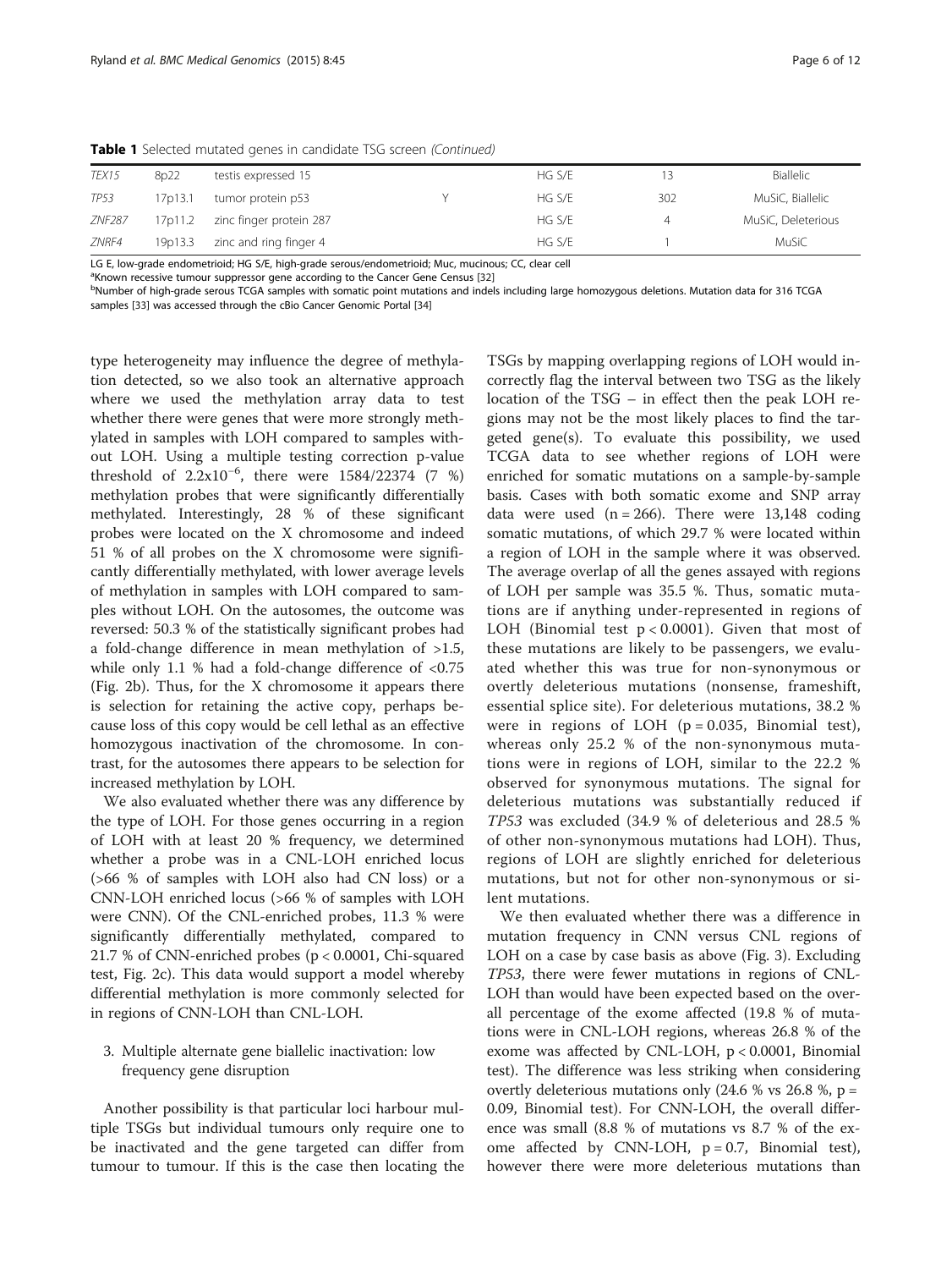**Table 1** Selected mutated genes in candidate TSG screen *(Continued)*

| | | | | | | |
|---|---|---|---|---|---|---|
| *TEX15* | 8p22 | testis expressed 15 | | HG S/E | 13 | Biallelic |
| *TP53* | 17p13.1 | tumor protein p53 | Y | HG S/E | 302 | MuSiC, Biallelic |
| *ZNF287* | 17p11.2 | zinc finger protein 287 | | HG S/E | 4 | MuSiC, Deleterious |
| *ZNRF4* | 19p13.3 | zinc and ring finger 4 | | HG S/E | 1 | MuSiC |

LG E, low-grade endometrioid; HG S/E, high-grade serous/endometrioid; Muc, mucinous; CC, clear cell

[a]Known recessive tumour suppressor gene according to the Cancer Gene Census [32]

[b]Number of high-grade serous TCGA samples with somatic point mutations and indels including large homozygous deletions. Mutation data for 316 TCGA samples [33] was accessed through the cBio Cancer Genomic Portal [34]

type heterogeneity may influence the degree of methylation detected, so we also took an alternative approach where we used the methylation array data to test whether there were genes that were more strongly methylated in samples with LOH compared to samples without LOH. Using a multiple testing correction p-value threshold of $2.2 \times 10^{-6}$, there were 1584/22374 (7 %) methylation probes that were significantly differentially methylated. Interestingly, 28 % of these significant probes were located on the X chromosome and indeed 51 % of all probes on the X chromosome were significantly differentially methylated, with lower average levels of methylation in samples with LOH compared to samples without LOH. On the autosomes, the outcome was reversed: 50.3 % of the statistically significant probes had a fold-change difference in mean methylation of >1.5, while only 1.1 % had a fold-change difference of <0.75 (Fig. 2b). Thus, for the X chromosome it appears there is selection for retaining the active copy, perhaps because loss of this copy would be cell lethal as an effective homozygous inactivation of the chromosome. In contrast, for the autosomes there appears to be selection for increased methylation by LOH.

We also evaluated whether there was any difference by the type of LOH. For those genes occurring in a region of LOH with at least 20 % frequency, we determined whether a probe was in a CNL-LOH enriched locus (>66 % of samples with LOH also had CN loss) or a CNN-LOH enriched locus (>66 % of samples with LOH were CNN). Of the CNL-enriched probes, 11.3 % were significantly differentially methylated, compared to 21.7 % of CNN-enriched probes ($p < 0.0001$, Chi-squared test, Fig. 2c). This data would support a model whereby differential methylation is more commonly selected for in regions of CNN-LOH than CNL-LOH.

3. Multiple alternate gene biallelic inactivation: low frequency gene disruption

Another possibility is that particular loci harbour multiple TSGs but individual tumours only require one to be inactivated and the gene targeted can differ from tumour to tumour. If this is the case then locating the TSGs by mapping overlapping regions of LOH would incorrectly flag the interval between two TSG as the likely location of the TSG – in effect then the peak LOH regions may not be the most likely places to find the targeted gene(s). To evaluate this possibility, we used TCGA data to see whether regions of LOH were enriched for somatic mutations on a sample-by-sample basis. Cases with both somatic exome and SNP array data were used ($n = 266$). There were 13,148 coding somatic mutations, of which 29.7 % were located within a region of LOH in the sample where it was observed. The average overlap of all the genes assayed with regions of LOH per sample was 35.5 %. Thus, somatic mutations are if anything under-represented in regions of LOH (Binomial test $p < 0.0001$). Given that most of these mutations are likely to be passengers, we evaluated whether this was true for non-synonymous or overtly deleterious mutations (nonsense, frameshift, essential splice site). For deleterious mutations, 38.2 % were in regions of LOH ($p = 0.035$, Binomial test), whereas only 25.2 % of the non-synonymous mutations were in regions of LOH, similar to the 22.2 % observed for synonymous mutations. The signal for deleterious mutations was substantially reduced if *TP53* was excluded (34.9 % of deleterious and 28.5 % of other non-synonymous mutations had LOH). Thus, regions of LOH are slightly enriched for deleterious mutations, but not for other non-synonymous or silent mutations.

We then evaluated whether there was a difference in mutation frequency in CNN versus CNL regions of LOH on a case by case basis as above (Fig. 3). Excluding *TP53*, there were fewer mutations in regions of CNL-LOH than would have been expected based on the overall percentage of the exome affected (19.8 % of mutations were in CNL-LOH regions, whereas 26.8 % of the exome was affected by CNL-LOH, $p < 0.0001$, Binomial test). The difference was less striking when considering overtly deleterious mutations only (24.6 % vs 26.8 %, $p = 0.09$, Binomial test). For CNN-LOH, the overall difference was small (8.8 % of mutations vs 8.7 % of the exome affected by CNN-LOH, $p = 0.7$, Binomial test), however there were more deleterious mutations than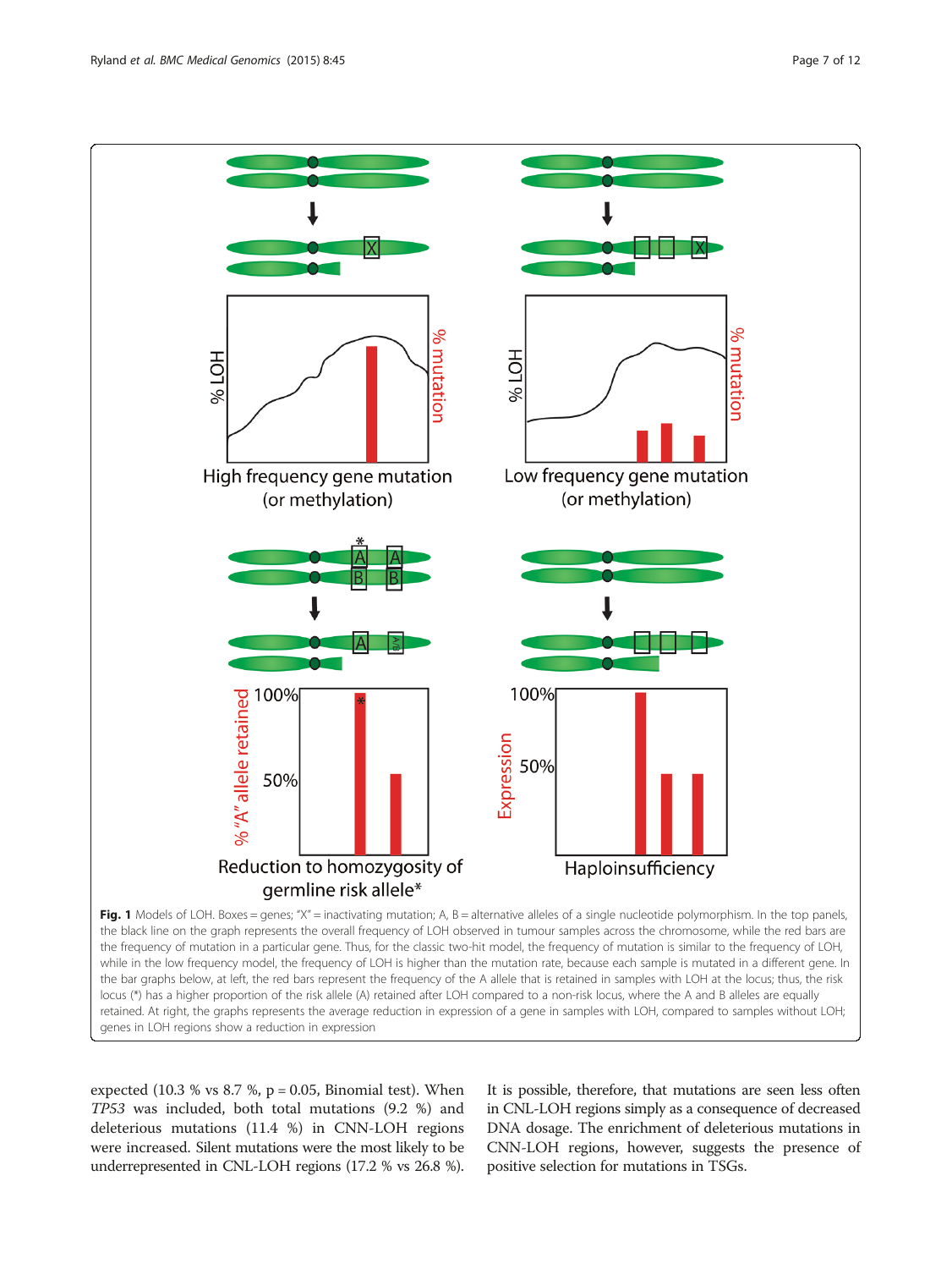**Fig. 1** Models of LOH. Boxes = genes; "X" = inactivating mutation; A, B = alternative alleles of a single nucleotide polymorphism. In the top panels, the black line on the graph represents the overall frequency of LOH observed in tumour samples across the chromosome, while the red bars are the frequency of mutation in a particular gene. Thus, for the classic two-hit model, the frequency of mutation is similar to the frequency of LOH, while in the low frequency model, the frequency of LOH is higher than the mutation rate, because each sample is mutated in a different gene. In the bar graphs below, at left, the red bars represent the frequency of the A allele that is retained in samples with LOH at the locus; thus, the risk locus (*) has a higher proportion of the risk allele (A) retained after LOH compared to a non-risk locus, where the A and B alleles are equally retained. At right, the graphs represents the average reduction in expression of a gene in samples with LOH, compared to samples without LOH; genes in LOH regions show a reduction in expression

expected (10.3 % vs 8.7 %, p = 0.05, Binomial test). When *TP53* was included, both total mutations (9.2 %) and deleterious mutations (11.4 %) in CNN-LOH regions were increased. Silent mutations were the most likely to be underrepresented in CNL-LOH regions (17.2 % vs 26.8 %). It is possible, therefore, that mutations are seen less often in CNL-LOH regions simply as a consequence of decreased DNA dosage. The enrichment of deleterious mutations in CNN-LOH regions, however, suggests the presence of positive selection for mutations in TSGs.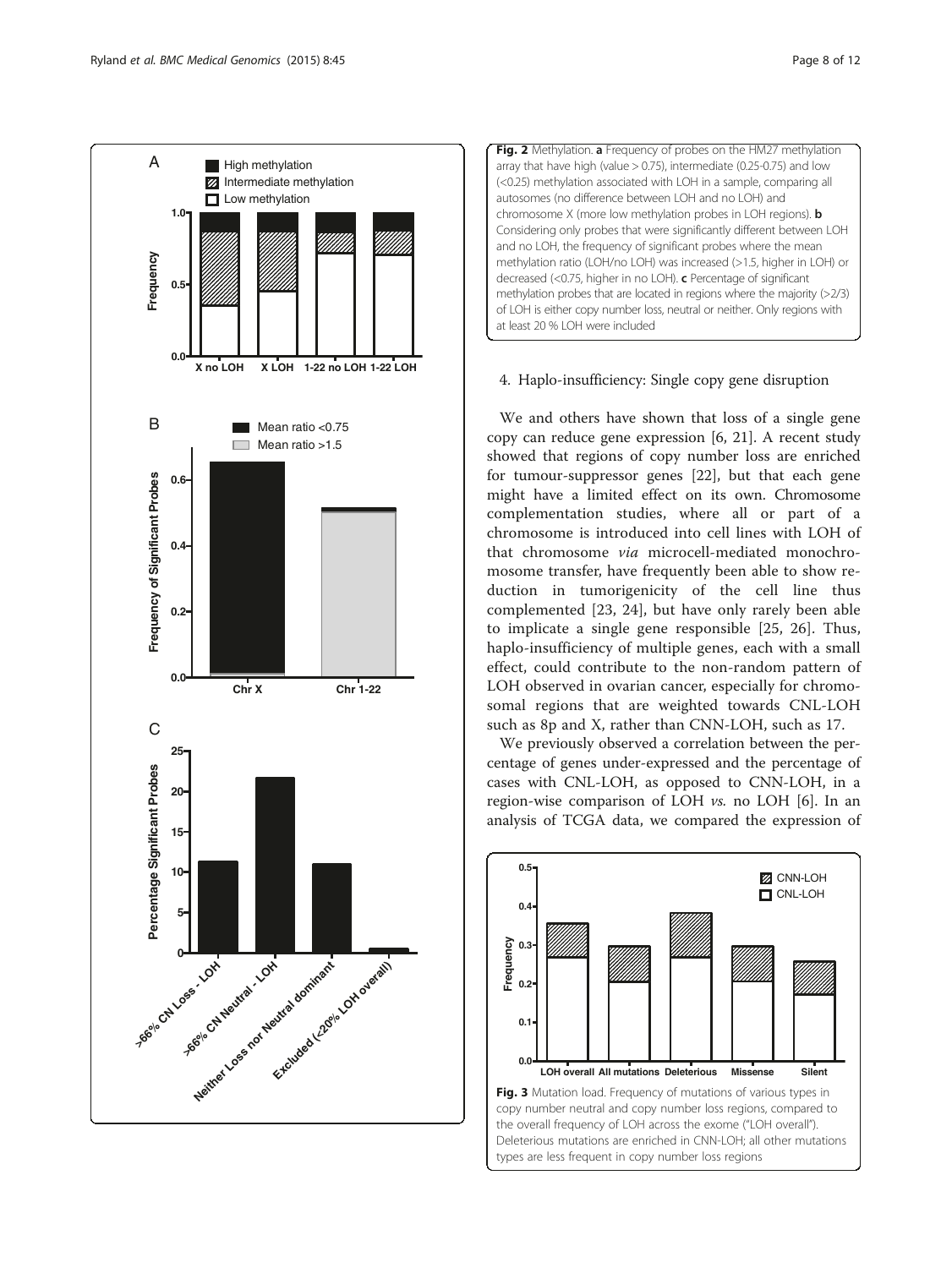**Fig. 2** Methylation. **a** Frequency of probes on the HM27 methylation array that have high (value > 0.75), intermediate (0.25-0.75) and low (<0.25) methylation associated with LOH in a sample, comparing all autosomes (no difference between LOH and no LOH) and chromosome X (more low methylation probes in LOH regions). **b** Considering only probes that were significantly different between LOH and no LOH, the frequency of significant probes where the mean methylation ratio (LOH/no LOH) was increased (>1.5, higher in LOH) or decreased (<0.75, higher in no LOH). **c** Percentage of significant methylation probes that are located in regions where the majority (>2/3) of LOH is either copy number loss, neutral or neither. Only regions with at least 20 % LOH were included

4. Haplo-insufficiency: Single copy gene disruption

We and others have shown that loss of a single gene copy can reduce gene expression [6, 21]. A recent study showed that regions of copy number loss are enriched for tumour-suppressor genes [22], but that each gene might have a limited effect on its own. Chromosome complementation studies, where all or part of a chromosome is introduced into cell lines with LOH of that chromosome *via* microcell-mediated monochromosome transfer, have frequently been able to show reduction in tumorigenicity of the cell line thus complemented [23, 24], but have only rarely been able to implicate a single gene responsible [25, 26]. Thus, haplo-insufficiency of multiple genes, each with a small effect, could contribute to the non-random pattern of LOH observed in ovarian cancer, especially for chromosomal regions that are weighted towards CNL-LOH such as 8p and X, rather than CNN-LOH, such as 17.

We previously observed a correlation between the percentage of genes under-expressed and the percentage of cases with CNL-LOH, as opposed to CNN-LOH, in a region-wise comparison of LOH *vs.* no LOH [6]. In an analysis of TCGA data, we compared the expression of

**Fig. 3** Mutation load. Frequency of mutations of various types in copy number neutral and copy number loss regions, compared to the overall frequency of LOH across the exome ("LOH overall"). Deleterious mutations are enriched in CNN-LOH; all other mutations types are less frequent in copy number loss regions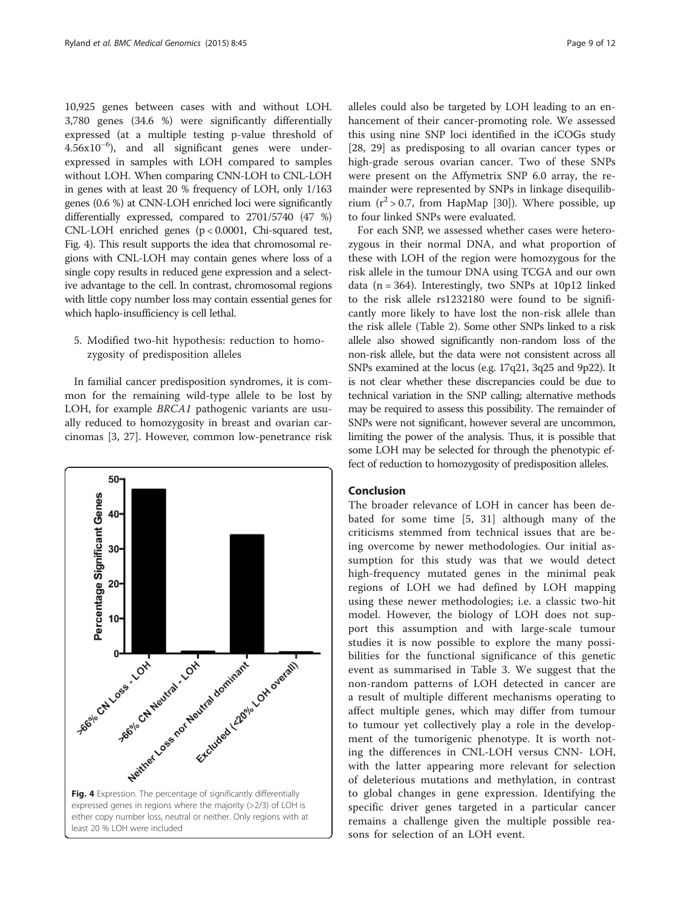10,925 genes between cases with and without LOH. 3,780 genes (34.6 %) were significantly differentially expressed (at a multiple testing p-value threshold of $4.56 \times 10^{-6}$), and all significant genes were under-expressed in samples with LOH compared to samples without LOH. When comparing CNN-LOH to CNL-LOH in genes with at least 20 % frequency of LOH, only 1/163 genes (0.6 %) at CNN-LOH enriched loci were significantly differentially expressed, compared to 2701/5740 (47 %) CNL-LOH enriched genes ($p < 0.0001$, Chi-squared test, Fig. 4). This result supports the idea that chromosomal regions with CNL-LOH may contain genes where loss of a single copy results in reduced gene expression and a selective advantage to the cell. In contrast, chromosomal regions with little copy number loss may contain essential genes for which haplo-insufficiency is cell lethal.

5. Modified two-hit hypothesis: reduction to homozygosity of predisposition alleles

In familial cancer predisposition syndromes, it is common for the remaining wild-type allele to be lost by LOH, for example *BRCA1* pathogenic variants are usually reduced to homozygosity in breast and ovarian carcinomas [3, 27]. However, common low-penetrance risk alleles could also be targeted by LOH leading to an enhancement of their cancer-promoting role. We assessed this using nine SNP loci identified in the iCOGs study [28, 29] as predisposing to all ovarian cancer types or high-grade serous ovarian cancer. Two of these SNPs were present on the Affymetrix SNP 6.0 array, the remainder were represented by SNPs in linkage disequilibrium ($r^2 > 0.7$, from HapMap [30]). Where possible, up to four linked SNPs were evaluated.

For each SNP, we assessed whether cases were heterozygous in their normal DNA, and what proportion of these with LOH of the region were homozygous for the risk allele in the tumour DNA using TCGA and our own data ($n = 364$). Interestingly, two SNPs at 10p12 linked to the risk allele rs1232180 were found to be significantly more likely to have lost the non-risk allele than the risk allele (Table 2). Some other SNPs linked to a risk allele also showed significantly non-random loss of the non-risk allele, but the data were not consistent across all SNPs examined at the locus (e.g. 17q21, 3q25 and 9p22). It is not clear whether these discrepancies could be due to technical variation in the SNP calling; alternative methods may be required to assess this possibility. The remainder of SNPs were not significant, however several are uncommon, limiting the power of the analysis. Thus, it is possible that some LOH may be selected for through the phenotypic effect of reduction to homozygosity of predisposition alleles.

**Fig. 4** Expression. The percentage of significantly differentially expressed genes in regions where the majority (>2/3) of LOH is either copy number loss, neutral or neither. Only regions with at least 20 % LOH were included

## Conclusion

The broader relevance of LOH in cancer has been debated for some time [5, 31] although many of the criticisms stemmed from technical issues that are being overcome by newer methodologies. Our initial assumption for this study was that we would detect high-frequency mutated genes in the minimal peak regions of LOH we had defined by LOH mapping using these newer methodologies; i.e. a classic two-hit model. However, the biology of LOH does not support this assumption and with large-scale tumour studies it is now possible to explore the many possibilities for the functional significance of this genetic event as summarised in Table 3. We suggest that the non-random patterns of LOH detected in cancer are a result of multiple different mechanisms operating to affect multiple genes, which may differ from tumour to tumour yet collectively play a role in the development of the tumorigenic phenotype. It is worth noting the differences in CNL-LOH versus CNN- LOH, with the latter appearing more relevant for selection of deleterious mutations and methylation, in contrast to global changes in gene expression. Identifying the specific driver genes targeted in a particular cancer remains a challenge given the multiple possible reasons for selection of an LOH event.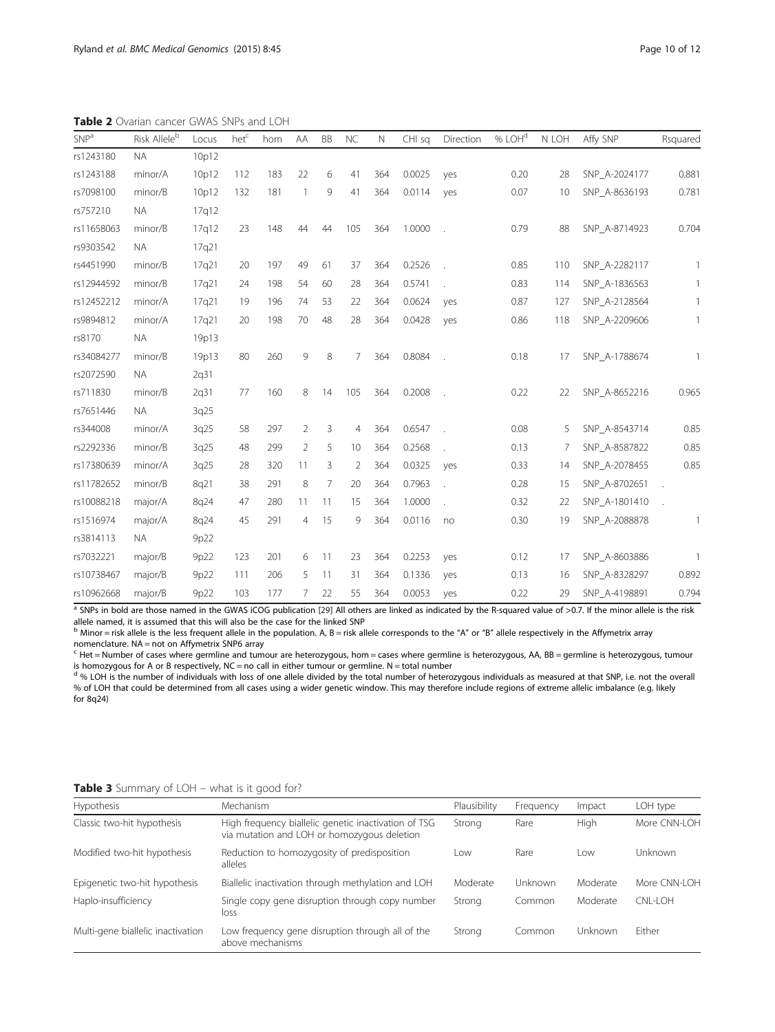**Table 2** Ovarian cancer GWAS SNPs and LOH

| SNP[a] | Risk Allele[b] | Locus | het[c] | hom | AA | BB | NC | N | CHI sq | Direction | % LOH[d] | N LOH | Affy SNP | Rsquared |
|---|---|---|---|---|---|---|---|---|---|---|---|---|---|---|
| rs1243180 | NA | 10p12 | | | | | | | | | | | | |
| rs1243188 | minor/A | 10p12 | 112 | 183 | 22 | 6 | 41 | 364 | 0.0025 | yes | 0.20 | 28 | SNP_A-2024177 | 0.881 |
| rs7098100 | minor/B | 10p12 | 132 | 181 | 1 | 9 | 41 | 364 | 0.0114 | yes | 0.07 | 10 | SNP_A-8636193 | 0.781 |
| rs757210 | NA | 17q12 | | | | | | | | | | | | |
| rs11658063 | minor/B | 17q12 | 23 | 148 | 44 | 44 | 105 | 364 | 1.0000 | . | 0.79 | 88 | SNP_A-8714923 | 0.704 |
| rs9303542 | NA | 17q21 | | | | | | | | | | | | |
| rs4451990 | minor/B | 17q21 | 20 | 197 | 49 | 61 | 37 | 364 | 0.2526 | . | 0.85 | 110 | SNP_A-2282117 | 1 |
| rs12944592 | minor/B | 17q21 | 24 | 198 | 54 | 60 | 28 | 364 | 0.5741 | . | 0.83 | 114 | SNP_A-1836563 | 1 |
| rs12452212 | minor/A | 17q21 | 19 | 196 | 74 | 53 | 22 | 364 | 0.0624 | yes | 0.87 | 127 | SNP_A-2128564 | 1 |
| rs9894812 | minor/A | 17q21 | 20 | 198 | 70 | 48 | 28 | 364 | 0.0428 | yes | 0.86 | 118 | SNP_A-2209606 | 1 |
| rs8170 | NA | 19p13 | | | | | | | | | | | | |
| rs34084277 | minor/B | 19p13 | 80 | 260 | 9 | 8 | 7 | 364 | 0.8084 | . | 0.18 | 17 | SNP_A-1788674 | 1 |
| rs2072590 | NA | 2q31 | | | | | | | | | | | | |
| rs711830 | minor/B | 2q31 | 77 | 160 | 8 | 14 | 105 | 364 | 0.2008 | . | 0.22 | 22 | SNP_A-8652216 | 0.965 |
| rs7651446 | NA | 3q25 | | | | | | | | | | | | |
| rs344008 | minor/A | 3q25 | 58 | 297 | 2 | 3 | 4 | 364 | 0.6547 | . | 0.08 | 5 | SNP_A-8543714 | 0.85 |
| rs2292336 | minor/B | 3q25 | 48 | 299 | 2 | 5 | 10 | 364 | 0.2568 | . | 0.13 | 7 | SNP_A-8587822 | 0.85 |
| rs17380639 | minor/A | 3q25 | 28 | 320 | 11 | 3 | 2 | 364 | 0.0325 | yes | 0.33 | 14 | SNP_A-2078455 | 0.85 |
| rs11782652 | minor/B | 8q21 | 38 | 291 | 8 | 7 | 20 | 364 | 0.7963 | . | 0.28 | 15 | SNP_A-8702651 | . |
| rs10088218 | major/A | 8q24 | 47 | 280 | 11 | 11 | 15 | 364 | 1.0000 | . | 0.32 | 22 | SNP_A-1801410 | . |
| rs1516974 | major/A | 8q24 | 45 | 291 | 4 | 15 | 9 | 364 | 0.0116 | no | 0.30 | 19 | SNP_A-2088878 | 1 |
| rs3814113 | NA | 9p22 | | | | | | | | | | | | |
| rs7032221 | major/B | 9p22 | 123 | 201 | 6 | 11 | 23 | 364 | 0.2253 | yes | 0.12 | 17 | SNP_A-8603886 | 1 |
| rs10738467 | major/B | 9p22 | 111 | 206 | 5 | 11 | 31 | 364 | 0.1336 | yes | 0.13 | 16 | SNP_A-8328297 | 0.892 |
| rs10962668 | major/B | 9p22 | 103 | 177 | 7 | 22 | 55 | 364 | 0.0053 | yes | 0.22 | 29 | SNP_A-4198891 | 0.794 |

[a] SNPs in bold are those named in the GWAS iCOG publication [29] All others are linked as indicated by the R-squared value of >0.7. If the minor allele is the risk allele named, it is assumed that this will also be the case for the linked SNP
[b] Minor = risk allele is the less frequent allele in the population. A, B = risk allele corresponds to the "A" or "B" allele respectively in the Affymetrix array nomenclature. NA = not on Affymetrix SNP6 array
[c] Het = Number of cases where germline and tumour are heterozygous, hom = cases where germline is heterozygous, AA, BB = germline is heterozygous, tumour is homozygous for A or B respectively, NC = no call in either tumour or germline. N = total number
[d] % LOH is the number of individuals with loss of one allele divided by the total number of heterozygous individuals as measured at that SNP, i.e. not the overall % of LOH that could be determined from all cases using a wider genetic window. This may therefore include regions of extreme allelic imbalance (e.g. likely for 8q24)

**Table 3** Summary of LOH – what is it good for?

| Hypothesis | Mechanism | Plausibility | Frequency | Impact | LOH type |
|---|---|---|---|---|---|
| Classic two-hit hypothesis | High frequency biallelic genetic inactivation of TSG via mutation and LOH or homozygous deletion | Strong | Rare | High | More CNN-LOH |
| Modified two-hit hypothesis | Reduction to homozygosity of predisposition alleles | Low | Rare | Low | Unknown |
| Epigenetic two-hit hypothesis | Biallelic inactivation through methylation and LOH | Moderate | Unknown | Moderate | More CNN-LOH |
| Haplo-insufficiency | Single copy gene disruption through copy number loss | Strong | Common | Moderate | CNL-LOH |
| Multi-gene biallelic inactivation | Low frequency gene disruption through all of the above mechanisms | Strong | Common | Unknown | Either |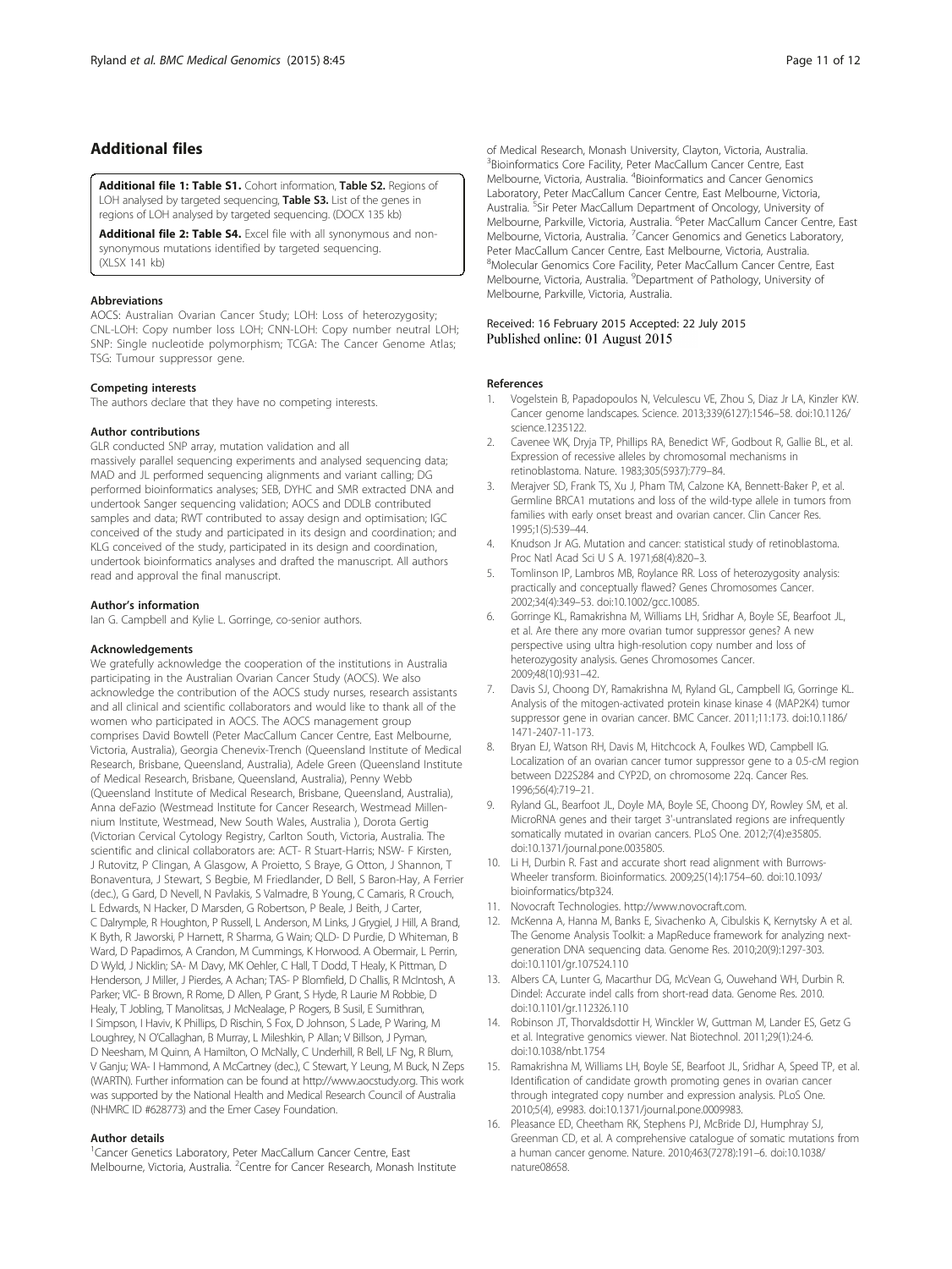## Additional files

**Additional file 1: Table S1.** Cohort information, **Table S2.** Regions of LOH analysed by targeted sequencing, **Table S3.** List of the genes in regions of LOH analysed by targeted sequencing. (DOCX 135 kb)

**Additional file 2: Table S4.** Excel file with all synonymous and non-synonymous mutations identified by targeted sequencing. (XLSX 141 kb)

#### Abbreviations

AOCS: Australian Ovarian Cancer Study; LOH: Loss of heterozygosity; CNL-LOH: Copy number loss LOH; CNN-LOH: Copy number neutral LOH; SNP: Single nucleotide polymorphism; TCGA: The Cancer Genome Atlas; TSG: Tumour suppressor gene.

#### Competing interests

The authors declare that they have no competing interests.

#### Author contributions

GLR conducted SNP array, mutation validation and all massively parallel sequencing experiments and analysed sequencing data; MAD and JL performed sequencing alignments and variant calling; DG performed bioinformatics analyses; SEB, DYHC and SMR extracted DNA and undertook Sanger sequencing validation; AOCS and DDLB contributed samples and data; RWT contributed to assay design and optimisation; IGC conceived of the study and participated in its design and coordination; and KLG conceived of the study, participated in its design and coordination, undertook bioinformatics analyses and drafted the manuscript. All authors read and approval the final manuscript.

#### Author's information

Ian G. Campbell and Kylie L. Gorringe, co-senior authors.

#### Acknowledgements

We gratefully acknowledge the cooperation of the institutions in Australia participating in the Australian Ovarian Cancer Study (AOCS). We also acknowledge the contribution of the AOCS study nurses, research assistants and all clinical and scientific collaborators and would like to thank all of the women who participated in AOCS. The AOCS management group comprises David Bowtell (Peter MacCallum Cancer Centre, East Melbourne, Victoria, Australia), Georgia Chenevix-Trench (Queensland Institute of Medical Research, Brisbane, Queensland, Australia), Adele Green (Queensland Institute of Medical Research, Brisbane, Queensland, Australia), Penny Webb (Queensland Institute of Medical Research, Brisbane, Queensland, Australia), Anna deFazio (Westmead Institute for Cancer Research, Westmead Millennium Institute, Westmead, New South Wales, Australia ), Dorota Gertig (Victorian Cervical Cytology Registry, Carlton South, Victoria, Australia. The scientific and clinical collaborators are: ACT- R Stuart-Harris; NSW- F Kirsten, J Rutovitz, P Clingan, A Glasgow, A Proietto, S Braye, G Otton, J Shannon, T Bonaventura, J Stewart, S Begbie, M Friedlander, D Bell, S Baron-Hay, A Ferrier (dec.), G Gard, D Nevell, N Pavlakis, S Valmadre, B Young, C Camaris, R Crouch, L Edwards, N Hacker, D Marsden, G Robertson, P Beale, J Beith, J Carter, C Dalrymple, R Houghton, P Russell, L Anderson, M Links, J Grygiel, J Hill, A Brand, K Byth, R Jaworski, P Harnett, R Sharma, G Wain; QLD- D Purdie, D Whiteman, B Ward, D Papadimos, A Crandon, M Cummings, K Horwood. A Obermair, L Perrin, D Wyld, J Nicklin; SA- M Davy, MK Oehler, C Hall, T Dodd, T Healy, K Pittman, D Henderson, J Miller, J Pierdes, A Achan; TAS- P Blomfield, D Challis, R McIntosh, A Parker; VIC- B Brown, R Rome, D Allen, P Grant, S Hyde, R Laurie M Robbie, D Healy, T Jobling, T Manolitsas, J McNealage, P Rogers, B Susil, E Sumithran, I Simpson, I Haviv, K Phillips, D Rischin, S Fox, D Johnson, S Lade, P Waring, M Loughrey, N O'Callaghan, B Murray, L Mileshkin, P Allan; V Billson, J Pyman, D Neesham, M Quinn, A Hamilton, O McNally, C Underhill, R Bell, LF Ng, R Blum, V Ganju; WA- I Hammond, A McCartney (dec.), C Stewart, Y Leung, M Buck, N Zeps (WARTN). Further information can be found at http://www.aocstudy.org. This work was supported by the National Health and Medical Research Council of Australia (NHMRC ID #628773) and the Emer Casey Foundation.

#### Author details

[1]Cancer Genetics Laboratory, Peter MacCallum Cancer Centre, East Melbourne, Victoria, Australia. [2]Centre for Cancer Research, Monash Institute of Medical Research, Monash University, Clayton, Victoria, Australia. [3]Bioinformatics Core Facility, Peter MacCallum Cancer Centre, East Melbourne, Victoria, Australia. [4]Bioinformatics and Cancer Genomics Laboratory, Peter MacCallum Cancer Centre, East Melbourne, Victoria, Australia. [5]Sir Peter MacCallum Department of Oncology, University of Melbourne, Parkville, Victoria, Australia. [6]Peter MacCallum Cancer Centre, East Melbourne, Victoria, Australia. [7]Cancer Genomics and Genetics Laboratory, Peter MacCallum Cancer Centre, East Melbourne, Victoria, Australia. [8]Molecular Genomics Core Facility, Peter MacCallum Cancer Centre, East Melbourne, Victoria, Australia. [9]Department of Pathology, University of Melbourne, Parkville, Victoria, Australia.

Received: 16 February 2015 Accepted: 22 July 2015
Published online: 01 August 2015

#### References

1. Vogelstein B, Papadopoulos N, Velculescu VE, Zhou S, Diaz Jr LA, Kinzler KW. Cancer genome landscapes. Science. 2013;339(6127):1546–58. doi:10.1126/science.1235122.
2. Cavenee WK, Dryja TP, Phillips RA, Benedict WF, Godbout R, Gallie BL, et al. Expression of recessive alleles by chromosomal mechanisms in retinoblastoma. Nature. 1983;305(5937):779–84.
3. Merajver SD, Frank TS, Xu J, Pham TM, Calzone KA, Bennett-Baker P, et al. Germline BRCA1 mutations and loss of the wild-type allele in tumors from families with early onset breast and ovarian cancer. Clin Cancer Res. 1995;1(5):539–44.
4. Knudson Jr AG. Mutation and cancer: statistical study of retinoblastoma. Proc Natl Acad Sci U S A. 1971;68(4):820–3.
5. Tomlinson IP, Lambros MB, Roylance RR. Loss of heterozygosity analysis: practically and conceptually flawed? Genes Chromosomes Cancer. 2002;34(4):349–53. doi:10.1002/gcc.10085.
6. Gorringe KL, Ramakrishna M, Williams LH, Sridhar A, Boyle SE, Bearfoot JL, et al. Are there any more ovarian tumor suppressor genes? A new perspective using ultra high-resolution copy number and loss of heterozygosity analysis. Genes Chromosomes Cancer. 2009;48(10):931–42.
7. Davis SJ, Choong DY, Ramakrishna M, Ryland GL, Campbell IG, Gorringe KL. Analysis of the mitogen-activated protein kinase kinase 4 (MAP2K4) tumor suppressor gene in ovarian cancer. BMC Cancer. 2011;11:173. doi:10.1186/1471-2407-11-173.
8. Bryan EJ, Watson RH, Davis M, Hitchcock A, Foulkes WD, Campbell IG. Localization of an ovarian cancer tumor suppressor gene to a 0.5-cM region between D22S284 and CYP2D, on chromosome 22q. Cancer Res. 1996;56(4):719–21.
9. Ryland GL, Bearfoot JL, Doyle MA, Boyle SE, Choong DY, Rowley SM, et al. MicroRNA genes and their target 3'-untranslated regions are infrequently somatically mutated in ovarian cancers. PLoS One. 2012;7(4):e35805. doi:10.1371/journal.pone.0035805.
10. Li H, Durbin R. Fast and accurate short read alignment with Burrows-Wheeler transform. Bioinformatics. 2009;25(14):1754–60. doi:10.1093/bioinformatics/btp324.
11. Novocraft Technologies. http://www.novocraft.com.
12. McKenna A, Hanna M, Banks E, Sivachenko A, Cibulskis K, Kernytsky A et al. The Genome Analysis Toolkit: a MapReduce framework for analyzing next-generation DNA sequencing data. Genome Res. 2010;20(9):1297-303. doi:10.1101/gr.107524.110
13. Albers CA, Lunter G, Macarthur DG, McVean G, Ouwehand WH, Durbin R. Dindel: Accurate indel calls from short-read data. Genome Res. 2010. doi:10.1101/gr.112326.110
14. Robinson JT, Thorvaldsdottir H, Winckler W, Guttman M, Lander ES, Getz G et al. Integrative genomics viewer. Nat Biotechnol. 2011;29(1):24-6. doi:10.1038/nbt.1754
15. Ramakrishna M, Williams LH, Boyle SE, Bearfoot JL, Sridhar A, Speed TP, et al. Identification of candidate growth promoting genes in ovarian cancer through integrated copy number and expression analysis. PLoS One. 2010;5(4), e9983. doi:10.1371/journal.pone.0009983.
16. Pleasance ED, Cheetham RK, Stephens PJ, McBride DJ, Humphray SJ, Greenman CD, et al. A comprehensive catalogue of somatic mutations from a human cancer genome. Nature. 2010;463(7278):191–6. doi:10.1038/nature08658.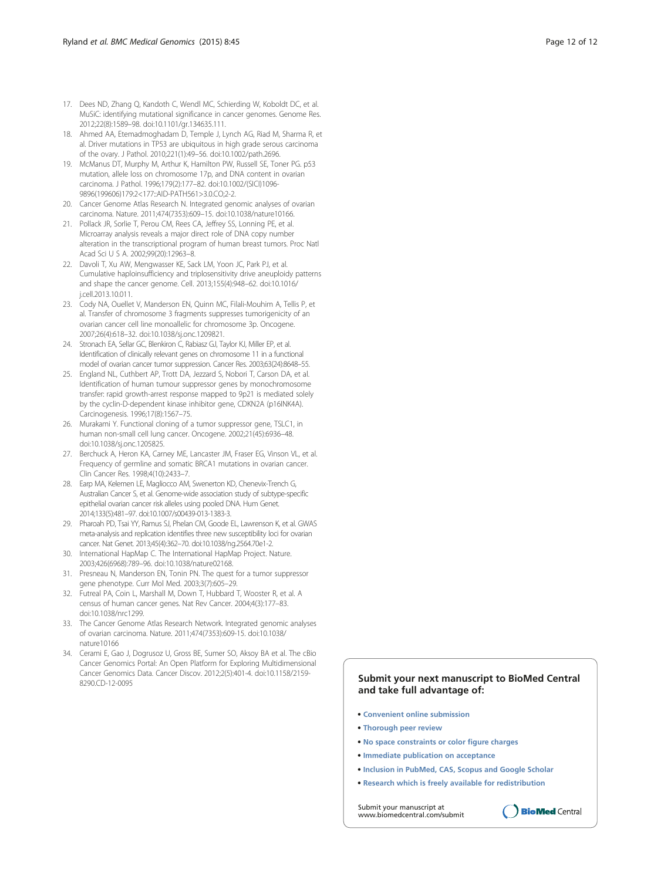17. Dees ND, Zhang Q, Kandoth C, Wendl MC, Schierding W, Koboldt DC, et al. MuSiC: identifying mutational significance in cancer genomes. Genome Res. 2012;22(8):1589–98. doi:10.1101/gr.134635.111.
18. Ahmed AA, Etemadmoghadam D, Temple J, Lynch AG, Riad M, Sharma R, et al. Driver mutations in TP53 are ubiquitous in high grade serous carcinoma of the ovary. J Pathol. 2010;221(1):49–56. doi:10.1002/path.2696.
19. McManus DT, Murphy M, Arthur K, Hamilton PW, Russell SE, Toner PG. p53 mutation, allele loss on chromosome 17p, and DNA content in ovarian carcinoma. J Pathol. 1996;179(2):177–82. doi:10.1002/(SICI)1096-9896(199606)179:2<177::AID-PATH561>3.0.CO;2-2.
20. Cancer Genome Atlas Research N. Integrated genomic analyses of ovarian carcinoma. Nature. 2011;474(7353):609–15. doi:10.1038/nature10166.
21. Pollack JR, Sorlie T, Perou CM, Rees CA, Jeffrey SS, Lonning PE, et al. Microarray analysis reveals a major direct role of DNA copy number alteration in the transcriptional program of human breast tumors. Proc Natl Acad Sci U S A. 2002;99(20):12963–8.
22. Davoli T, Xu AW, Mengwasser KE, Sack LM, Yoon JC, Park PJ, et al. Cumulative haploinsufficiency and triplosensitivity drive aneuploidy patterns and shape the cancer genome. Cell. 2013;155(4):948–62. doi:10.1016/j.cell.2013.10.011.
23. Cody NA, Ouellet V, Manderson EN, Quinn MC, Filali-Mouhim A, Tellis P, et al. Transfer of chromosome 3 fragments suppresses tumorigenicity of an ovarian cancer cell line monoallelic for chromosome 3p. Oncogene. 2007;26(4):618–32. doi:10.1038/sj.onc.1209821.
24. Stronach EA, Sellar GC, Blenkiron C, Rabiasz GJ, Taylor KJ, Miller EP, et al. Identification of clinically relevant genes on chromosome 11 in a functional model of ovarian cancer tumor suppression. Cancer Res. 2003;63(24):8648–55.
25. England NL, Cuthbert AP, Trott DA, Jezzard S, Nobori T, Carson DA, et al. Identification of human tumour suppressor genes by monochromosome transfer: rapid growth-arrest response mapped to 9p21 is mediated solely by the cyclin-D-dependent kinase inhibitor gene, CDKN2A (p16INK4A). Carcinogenesis. 1996;17(8):1567–75.
26. Murakami Y. Functional cloning of a tumor suppressor gene, TSLC1, in human non-small cell lung cancer. Oncogene. 2002;21(45):6936–48. doi:10.1038/sj.onc.1205825.
27. Berchuck A, Heron KA, Carney ME, Lancaster JM, Fraser EG, Vinson VL, et al. Frequency of germline and somatic BRCA1 mutations in ovarian cancer. Clin Cancer Res. 1998;4(10):2433–7.
28. Earp MA, Kelemen LE, Magliocco AM, Swenerton KD, Chenevix-Trench G, Australian Cancer S, et al. Genome-wide association study of subtype-specific epithelial ovarian cancer risk alleles using pooled DNA. Hum Genet. 2014;133(5):481–97. doi:10.1007/s00439-013-1383-3.
29. Pharoah PD, Tsai YY, Ramus SJ, Phelan CM, Goode EL, Lawrenson K, et al. GWAS meta-analysis and replication identifies three new susceptibility loci for ovarian cancer. Nat Genet. 2013;45(4):362–70. doi:10.1038/ng.2564.70e1-2.
30. International HapMap C. The International HapMap Project. Nature. 2003;426(6968):789–96. doi:10.1038/nature02168.
31. Presneau N, Manderson EN, Tonin PN. The quest for a tumor suppressor gene phenotype. Curr Mol Med. 2003;3(7):605–29.
32. Futreal PA, Coin L, Marshall M, Down T, Hubbard T, Wooster R, et al. A census of human cancer genes. Nat Rev Cancer. 2004;4(3):177–83. doi:10.1038/nrc1299.
33. The Cancer Genome Atlas Research Network. Integrated genomic analyses of ovarian carcinoma. Nature. 2011;474(7353):609-15. doi:10.1038/nature10166
34. Cerami E, Gao J, Dogrusoz U, Gross BE, Sumer SO, Aksoy BA et al. The cBio Cancer Genomics Portal: An Open Platform for Exploring Multidimensional Cancer Genomics Data. Cancer Discov. 2012;2(5):401-4. doi:10.1158/2159-8290.CD-12-0095

**Submit your next manuscript to BioMed Central and take full advantage of:**

- **Convenient online submission**
- **Thorough peer review**
- **No space constraints or color figure charges**
- **Immediate publication on acceptance**
- **Inclusion in PubMed, CAS, Scopus and Google Scholar**
- **Research which is freely available for redistribution**

Submit your manuscript at
www.biomedcentral.com/submit

BioMed Central